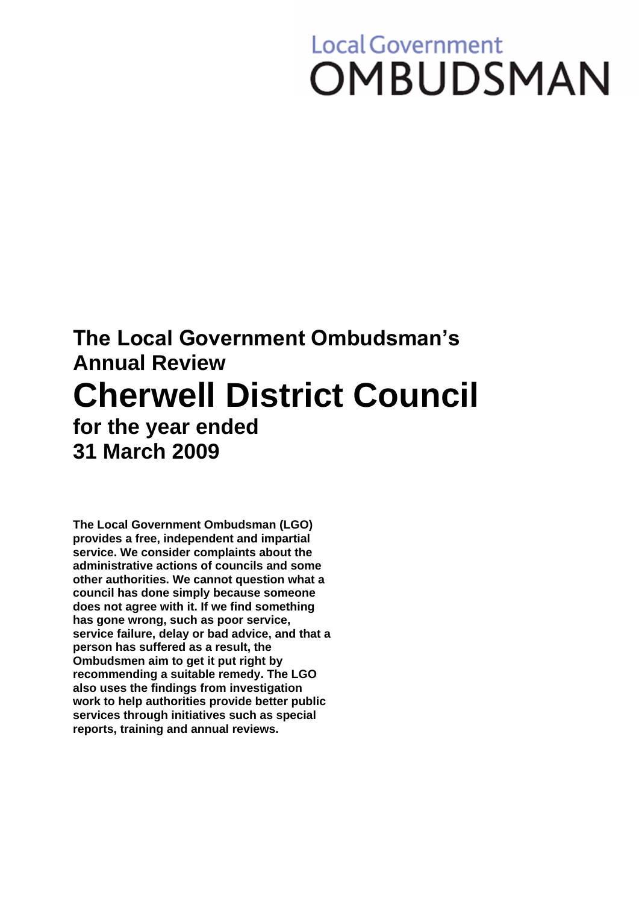Local Government
OMBUDSMAN

# The Local Government Ombudsman's Annual Review

# Cherwell District Council

## for the year ended 31 March 2009

**The Local Government Ombudsman (LGO) provides a free, independent and impartial service. We consider complaints about the administrative actions of councils and some other authorities. We cannot question what a council has done simply because someone does not agree with it. If we find something has gone wrong, such as poor service, service failure, delay or bad advice, and that a person has suffered as a result, the Ombudsmen aim to get it put right by recommending a suitable remedy. The LGO also uses the findings from investigation work to help authorities provide better public services through initiatives such as special reports, training and annual reviews.**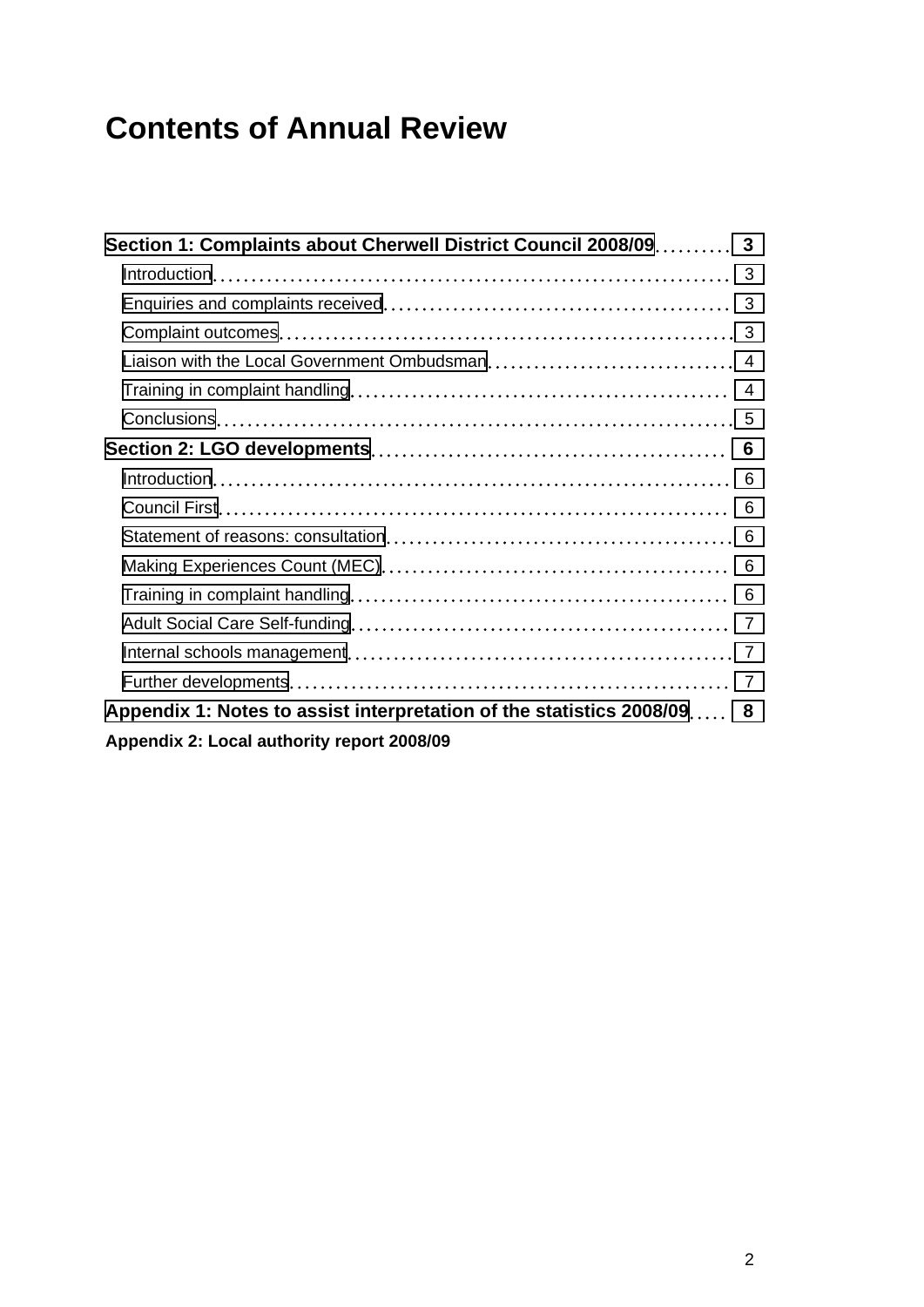# Contents of Annual Review

**Section 1: Complaints about Cherwell District Council 2008/09** .......... **3**

- Introduction .......... 3
- Enquiries and complaints received .......... 3
- Complaint outcomes .......... 3
- Liaison with the Local Government Ombudsman .......... 4
- Training in complaint handling .......... 4
- Conclusions .......... 5

**Section 2: LGO developments** .......... **6**

- Introduction .......... 6
- Council First .......... 6
- Statement of reasons: consultation .......... 6
- Making Experiences Count (MEC) .......... 6
- Training in complaint handling .......... 6
- Adult Social Care Self-funding .......... 7
- Internal schools management .......... 7
- Further developments .......... 7

**Appendix 1: Notes to assist interpretation of the statistics 2008/09** .......... **8**

**Appendix 2: Local authority report 2008/09**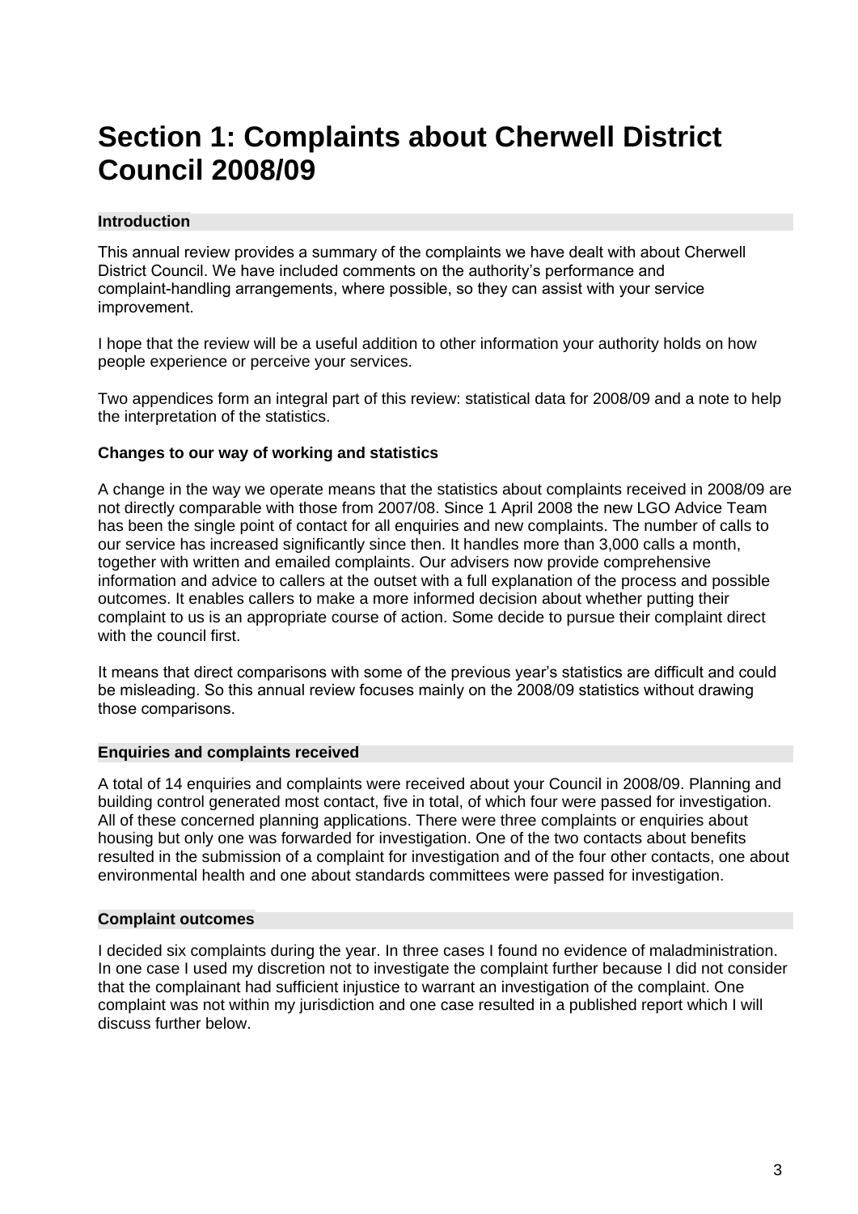# Section 1: Complaints about Cherwell District Council 2008/09

## Introduction

This annual review provides a summary of the complaints we have dealt with about Cherwell District Council. We have included comments on the authority's performance and complaint-handling arrangements, where possible, so they can assist with your service improvement.

I hope that the review will be a useful addition to other information your authority holds on how people experience or perceive your services.

Two appendices form an integral part of this review: statistical data for 2008/09 and a note to help the interpretation of the statistics.

### Changes to our way of working and statistics

A change in the way we operate means that the statistics about complaints received in 2008/09 are not directly comparable with those from 2007/08. Since 1 April 2008 the new LGO Advice Team has been the single point of contact for all enquiries and new complaints. The number of calls to our service has increased significantly since then. It handles more than 3,000 calls a month, together with written and emailed complaints. Our advisers now provide comprehensive information and advice to callers at the outset with a full explanation of the process and possible outcomes. It enables callers to make a more informed decision about whether putting their complaint to us is an appropriate course of action. Some decide to pursue their complaint direct with the council first.

It means that direct comparisons with some of the previous year's statistics are difficult and could be misleading. So this annual review focuses mainly on the 2008/09 statistics without drawing those comparisons.

## Enquiries and complaints received

A total of 14 enquiries and complaints were received about your Council in 2008/09. Planning and building control generated most contact, five in total, of which four were passed for investigation. All of these concerned planning applications. There were three complaints or enquiries about housing but only one was forwarded for investigation. One of the two contacts about benefits resulted in the submission of a complaint for investigation and of the four other contacts, one about environmental health and one about standards committees were passed for investigation.

## Complaint outcomes

I decided six complaints during the year. In three cases I found no evidence of maladministration. In one case I used my discretion not to investigate the complaint further because I did not consider that the complainant had sufficient injustice to warrant an investigation of the complaint. One complaint was not within my jurisdiction and one case resulted in a published report which I will discuss further below.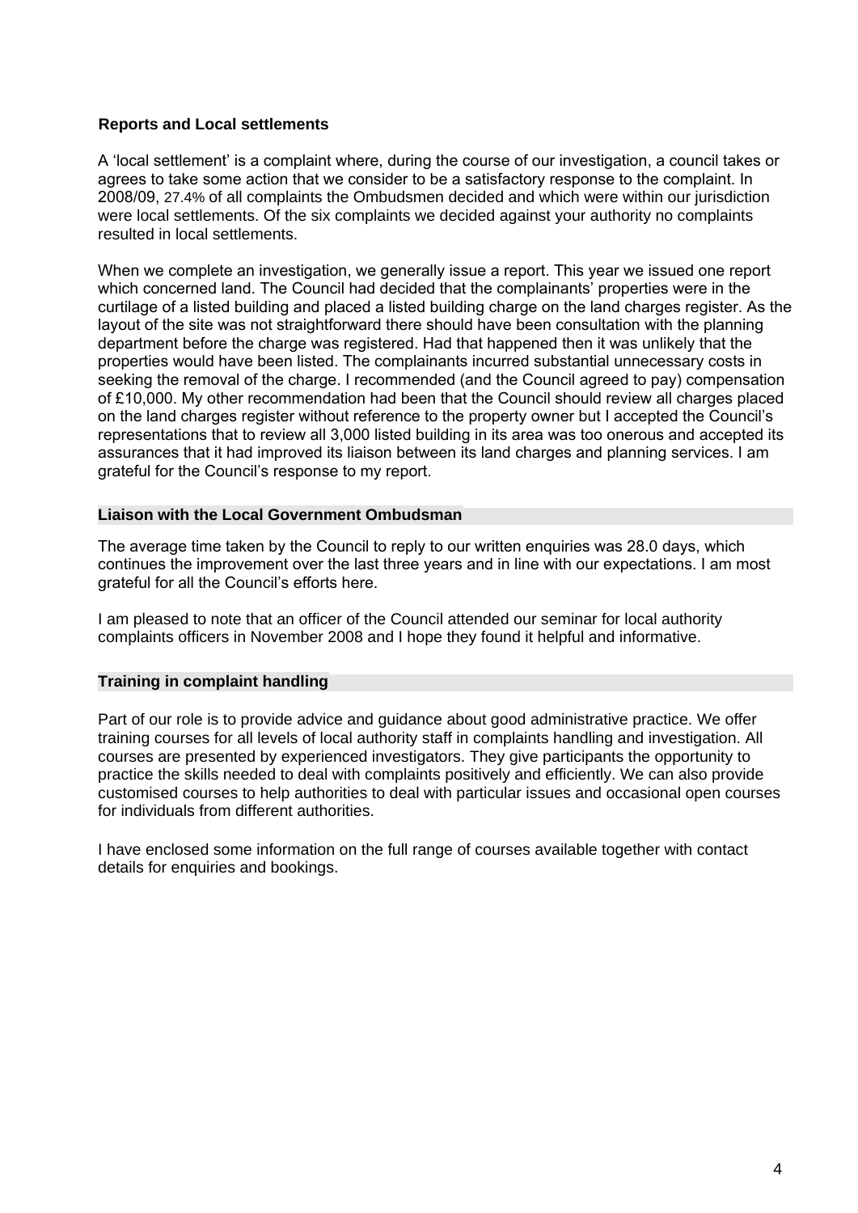### Reports and Local settlements

A 'local settlement' is a complaint where, during the course of our investigation, a council takes or agrees to take some action that we consider to be a satisfactory response to the complaint. In 2008/09, 27.4% of all complaints the Ombudsmen decided and which were within our jurisdiction were local settlements. Of the six complaints we decided against your authority no complaints resulted in local settlements.

When we complete an investigation, we generally issue a report. This year we issued one report which concerned land. The Council had decided that the complainants' properties were in the curtilage of a listed building and placed a listed building charge on the land charges register. As the layout of the site was not straightforward there should have been consultation with the planning department before the charge was registered. Had that happened then it was unlikely that the properties would have been listed. The complainants incurred substantial unnecessary costs in seeking the removal of the charge. I recommended (and the Council agreed to pay) compensation of £10,000. My other recommendation had been that the Council should review all charges placed on the land charges register without reference to the property owner but I accepted the Council's representations that to review all 3,000 listed building in its area was too onerous and accepted its assurances that it had improved its liaison between its land charges and planning services. I am grateful for the Council's response to my report.

### Liaison with the Local Government Ombudsman

The average time taken by the Council to reply to our written enquiries was 28.0 days, which continues the improvement over the last three years and in line with our expectations. I am most grateful for all the Council's efforts here.

I am pleased to note that an officer of the Council attended our seminar for local authority complaints officers in November 2008 and I hope they found it helpful and informative.

### Training in complaint handling

Part of our role is to provide advice and guidance about good administrative practice. We offer training courses for all levels of local authority staff in complaints handling and investigation. All courses are presented by experienced investigators. They give participants the opportunity to practice the skills needed to deal with complaints positively and efficiently. We can also provide customised courses to help authorities to deal with particular issues and occasional open courses for individuals from different authorities.

I have enclosed some information on the full range of courses available together with contact details for enquiries and bookings.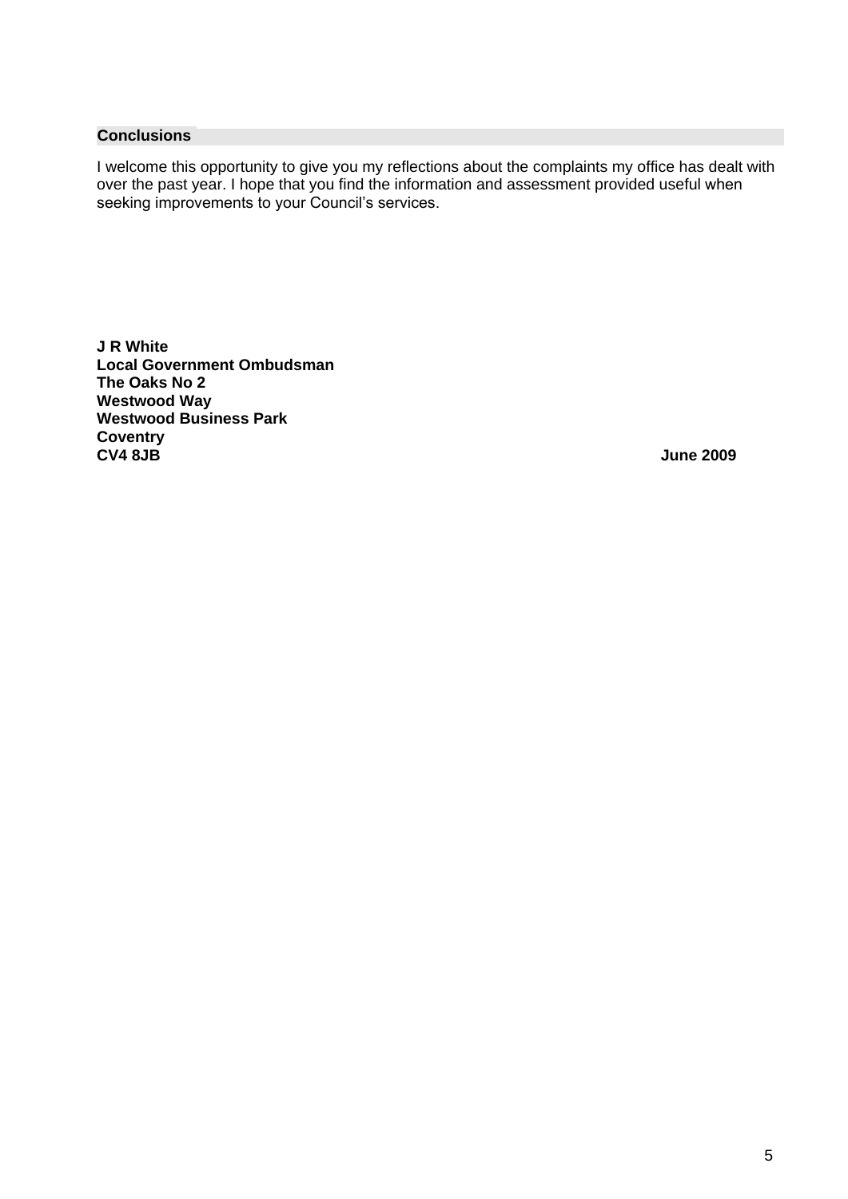## Conclusions

I welcome this opportunity to give you my reflections about the complaints my office has dealt with over the past year. I hope that you find the information and assessment provided useful when seeking improvements to your Council's services.

**J R White**
**Local Government Ombudsman**
**The Oaks No 2**
**Westwood Way**
**Westwood Business Park**
**Coventry**
**CV4 8JB**

**June 2009**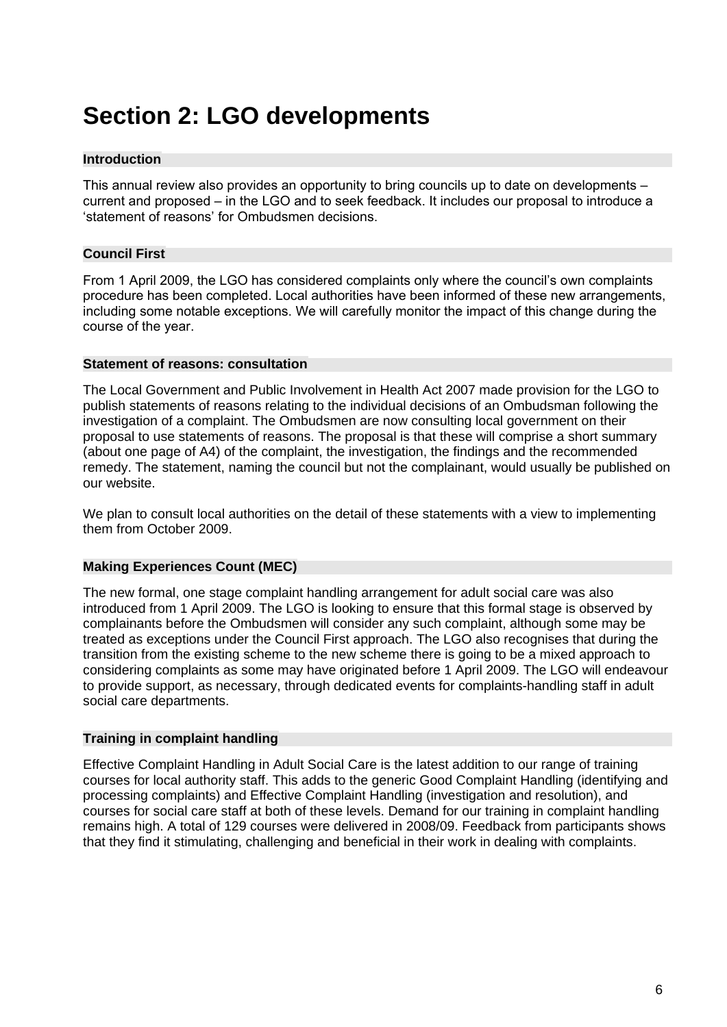# Section 2: LGO developments

### Introduction

This annual review also provides an opportunity to bring councils up to date on developments – current and proposed – in the LGO and to seek feedback. It includes our proposal to introduce a 'statement of reasons' for Ombudsmen decisions.

### Council First

From 1 April 2009, the LGO has considered complaints only where the council's own complaints procedure has been completed. Local authorities have been informed of these new arrangements, including some notable exceptions. We will carefully monitor the impact of this change during the course of the year.

### Statement of reasons: consultation

The Local Government and Public Involvement in Health Act 2007 made provision for the LGO to publish statements of reasons relating to the individual decisions of an Ombudsman following the investigation of a complaint. The Ombudsmen are now consulting local government on their proposal to use statements of reasons. The proposal is that these will comprise a short summary (about one page of A4) of the complaint, the investigation, the findings and the recommended remedy. The statement, naming the council but not the complainant, would usually be published on our website.

We plan to consult local authorities on the detail of these statements with a view to implementing them from October 2009.

### Making Experiences Count (MEC)

The new formal, one stage complaint handling arrangement for adult social care was also introduced from 1 April 2009. The LGO is looking to ensure that this formal stage is observed by complainants before the Ombudsmen will consider any such complaint, although some may be treated as exceptions under the Council First approach. The LGO also recognises that during the transition from the existing scheme to the new scheme there is going to be a mixed approach to considering complaints as some may have originated before 1 April 2009. The LGO will endeavour to provide support, as necessary, through dedicated events for complaints-handling staff in adult social care departments.

### Training in complaint handling

Effective Complaint Handling in Adult Social Care is the latest addition to our range of training courses for local authority staff. This adds to the generic Good Complaint Handling (identifying and processing complaints) and Effective Complaint Handling (investigation and resolution), and courses for social care staff at both of these levels. Demand for our training in complaint handling remains high. A total of 129 courses were delivered in 2008/09. Feedback from participants shows that they find it stimulating, challenging and beneficial in their work in dealing with complaints.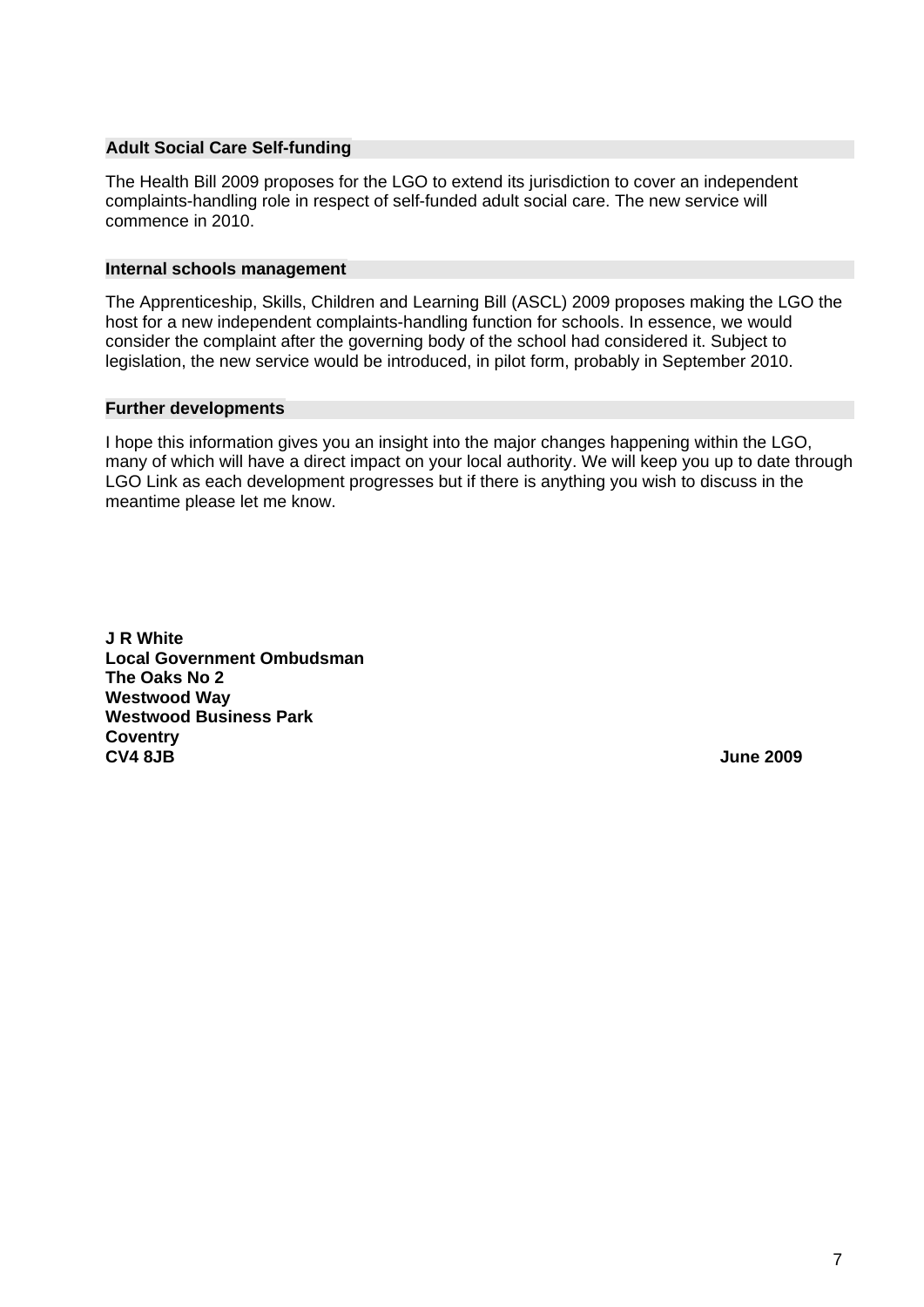## Adult Social Care Self-funding

The Health Bill 2009 proposes for the LGO to extend its jurisdiction to cover an independent complaints-handling role in respect of self-funded adult social care. The new service will commence in 2010.

## Internal schools management

The Apprenticeship, Skills, Children and Learning Bill (ASCL) 2009 proposes making the LGO the host for a new independent complaints-handling function for schools. In essence, we would consider the complaint after the governing body of the school had considered it. Subject to legislation, the new service would be introduced, in pilot form, probably in September 2010.

## Further developments

I hope this information gives you an insight into the major changes happening within the LGO, many of which will have a direct impact on your local authority. We will keep you up to date through LGO Link as each development progresses but if there is anything you wish to discuss in the meantime please let me know.

**J R White**
**Local Government Ombudsman**
**The Oaks No 2**
**Westwood Way**
**Westwood Business Park**
**Coventry**
**CV4 8JB**

**June 2009**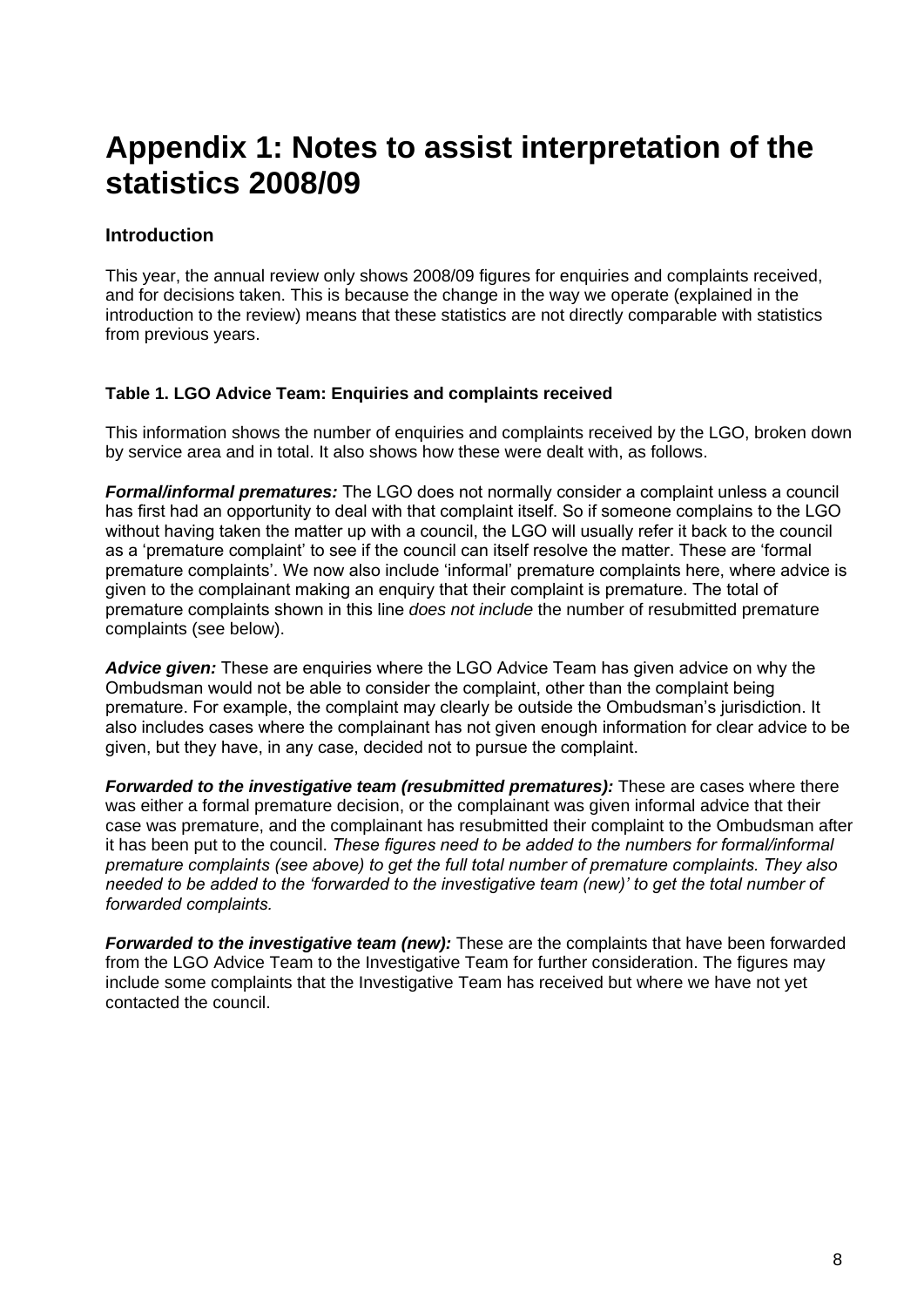# Appendix 1: Notes to assist interpretation of the statistics 2008/09

### Introduction

This year, the annual review only shows 2008/09 figures for enquiries and complaints received, and for decisions taken. This is because the change in the way we operate (explained in the introduction to the review) means that these statistics are not directly comparable with statistics from previous years.

#### Table 1. LGO Advice Team: Enquiries and complaints received

This information shows the number of enquiries and complaints received by the LGO, broken down by service area and in total. It also shows how these were dealt with, as follows.

***Formal/informal prematures:*** The LGO does not normally consider a complaint unless a council has first had an opportunity to deal with that complaint itself. So if someone complains to the LGO without having taken the matter up with a council, the LGO will usually refer it back to the council as a 'premature complaint' to see if the council can itself resolve the matter. These are 'formal premature complaints'. We now also include 'informal' premature complaints here, where advice is given to the complainant making an enquiry that their complaint is premature. The total of premature complaints shown in this line *does not include* the number of resubmitted premature complaints (see below).

***Advice given:*** These are enquiries where the LGO Advice Team has given advice on why the Ombudsman would not be able to consider the complaint, other than the complaint being premature. For example, the complaint may clearly be outside the Ombudsman's jurisdiction. It also includes cases where the complainant has not given enough information for clear advice to be given, but they have, in any case, decided not to pursue the complaint.

***Forwarded to the investigative team (resubmitted prematures):*** These are cases where there was either a formal premature decision, or the complainant was given informal advice that their case was premature, and the complainant has resubmitted their complaint to the Ombudsman after it has been put to the council. *These figures need to be added to the numbers for formal/informal premature complaints (see above) to get the full total number of premature complaints. They also needed to be added to the 'forwarded to the investigative team (new)' to get the total number of forwarded complaints.*

***Forwarded to the investigative team (new):*** These are the complaints that have been forwarded from the LGO Advice Team to the Investigative Team for further consideration. The figures may include some complaints that the Investigative Team has received but where we have not yet contacted the council.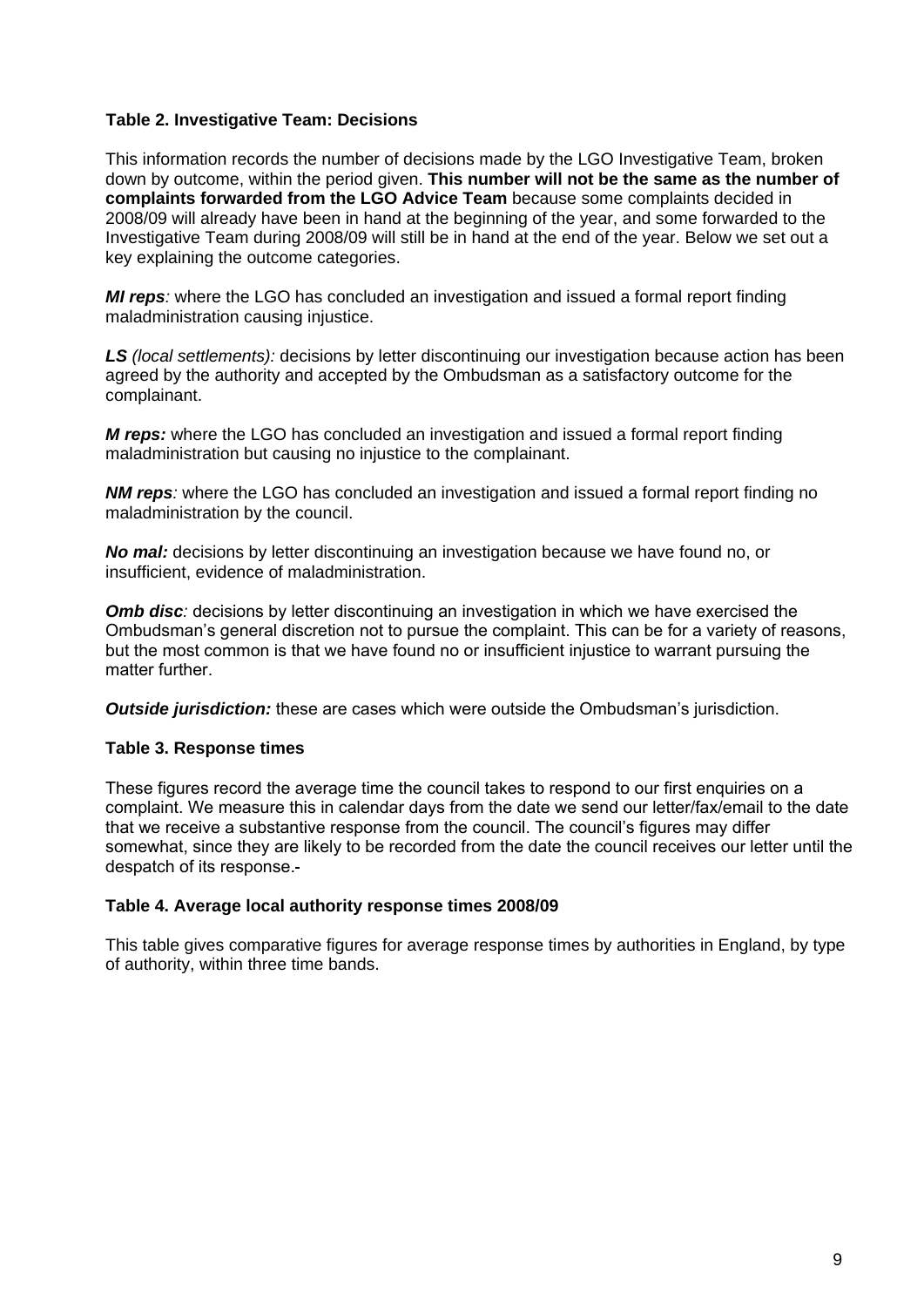**Table 2. Investigative Team: Decisions**

This information records the number of decisions made by the LGO Investigative Team, broken down by outcome, within the period given. **This number will not be the same as the number of complaints forwarded from the LGO Advice Team** because some complaints decided in 2008/09 will already have been in hand at the beginning of the year, and some forwarded to the Investigative Team during 2008/09 will still be in hand at the end of the year. Below we set out a key explaining the outcome categories.

***MI reps****:* where the LGO has concluded an investigation and issued a formal report finding maladministration causing injustice.

***LS*** *(local settlements):* decisions by letter discontinuing our investigation because action has been agreed by the authority and accepted by the Ombudsman as a satisfactory outcome for the complainant.

***M reps:*** where the LGO has concluded an investigation and issued a formal report finding maladministration but causing no injustice to the complainant.

***NM reps****:* where the LGO has concluded an investigation and issued a formal report finding no maladministration by the council.

***No mal:*** decisions by letter discontinuing an investigation because we have found no, or insufficient, evidence of maladministration.

***Omb disc****:* decisions by letter discontinuing an investigation in which we have exercised the Ombudsman's general discretion not to pursue the complaint. This can be for a variety of reasons, but the most common is that we have found no or insufficient injustice to warrant pursuing the matter further.

***Outside jurisdiction:*** these are cases which were outside the Ombudsman's jurisdiction.

**Table 3. Response times**

These figures record the average time the council takes to respond to our first enquiries on a complaint. We measure this in calendar days from the date we send our letter/fax/email to the date that we receive a substantive response from the council. The council's figures may differ somewhat, since they are likely to be recorded from the date the council receives our letter until the despatch of its response.

**Table 4. Average local authority response times 2008/09**

This table gives comparative figures for average response times by authorities in England, by type of authority, within three time bands.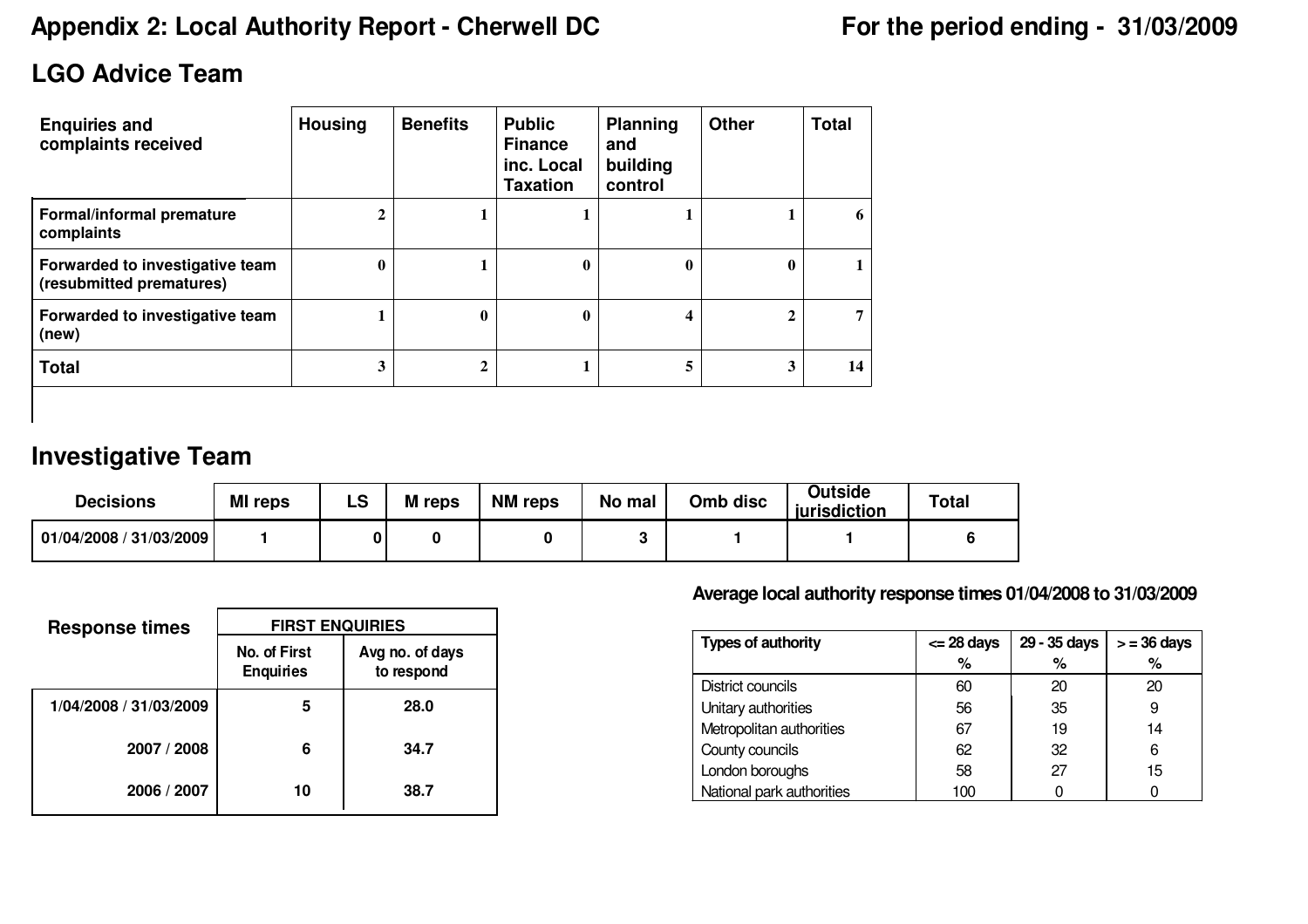# Appendix 2: Local Authority Report - Cherwell DC

**For the period ending - 31/03/2009**

## LGO Advice Team

| Enquiries and complaints received | Housing | Benefits | Public Finance inc. Local Taxation | Planning and building control | Other | Total |
|---|---|---|---|---|---|---|
| Formal/informal premature complaints | 2 | 1 | 1 | 1 | 1 | 6 |
| Forwarded to investigative team (resubmitted prematures) | 0 | 1 | 0 | 0 | 0 | 1 |
| Forwarded to investigative team (new) | 1 | 0 | 0 | 4 | 2 | 7 |
| **Total** | 3 | 2 | 1 | 5 | 3 | 14 |

## Investigative Team

| Decisions | MI reps | LS | M reps | NM reps | No mal | Omb disc | Outside jurisdiction | Total |
|---|---|---|---|---|---|---|---|---|
| 01/04/2008 / 31/03/2009 | 1 | 0 | 0 | 0 | 3 | 1 | 1 | 6 |

| Response times | FIRST ENQUIRIES | |
|---|---|---|
| | No. of First Enquiries | Avg no. of days to respond |
| 1/04/2008 / 31/03/2009 | 5 | 28.0 |
| 2007 / 2008 | 6 | 34.7 |
| 2006 / 2007 | 10 | 38.7 |

**Average local authority response times 01/04/2008 to 31/03/2009**

| Types of authority | <= 28 days % | 29 - 35 days % | > = 36 days % |
|---|---|---|---|
| District councils | 60 | 20 | 20 |
| Unitary authorities | 56 | 35 | 9 |
| Metropolitan authorities | 67 | 19 | 14 |
| County councils | 62 | 32 | 6 |
| London boroughs | 58 | 27 | 15 |
| National park authorities | 100 | 0 | 0 |